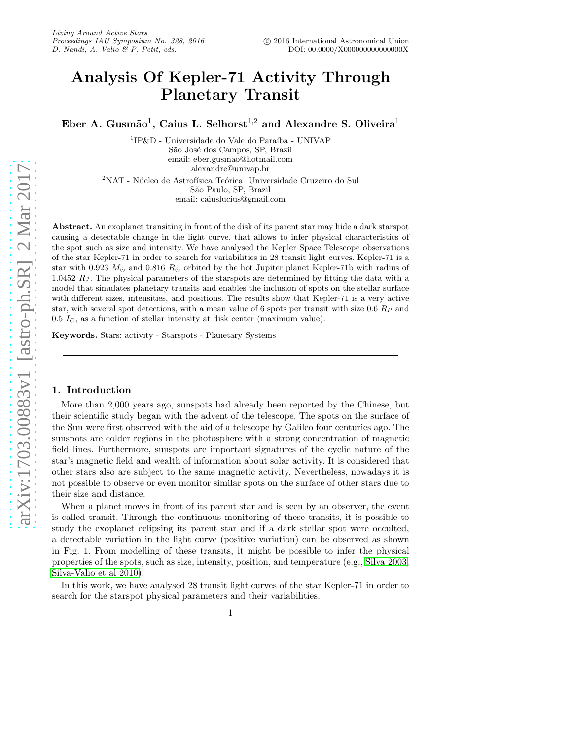# Analysis Of Kepler-71 Activity Through Planetary Transit

**Eber A. Gusmão[1], Caius L. Selhorst[1,2] and Alexandre S. Oliveira[1]**

[1]IP&D - Universidade do Vale do Paraíba - UNIVAP
São José dos Campos, SP, Brazil
email: eber.gusmao@hotmail.com
alexandre@univap.br

[2]NAT - Núcleo de Astrofísica Teórica Universidade Cruzeiro do Sul
São Paulo, SP, Brazil
email: caiuslucius@gmail.com

**Abstract.** An exoplanet transiting in front of the disk of its parent star may hide a dark starspot causing a detectable change in the light curve, that allows to infer physical characteristics of the spot such as size and intensity. We have analysed the Kepler Space Telescope observations of the star Kepler-71 in order to search for variabilities in 28 transit light curves. Kepler-71 is a star with 0.923 $M_{\odot}$ and 0.816 $R_{\odot}$ orbited by the hot Jupiter planet Kepler-71b with radius of 1.0452 $R_J$. The physical parameters of the starspots are determined by fitting the data with a model that simulates planetary transits and enables the inclusion of spots on the stellar surface with different sizes, intensities, and positions. The results show that Kepler-71 is a very active star, with several spot detections, with a mean value of 6 spots per transit with size 0.6 $R_P$ and 0.5 $I_C$, as a function of stellar intensity at disk center (maximum value).

**Keywords.** Stars: activity - Starspots - Planetary Systems

## 1. Introduction

More than 2,000 years ago, sunspots had already been reported by the Chinese, but their scientific study began with the advent of the telescope. The spots on the surface of the Sun were first observed with the aid of a telescope by Galileo four centuries ago. The sunspots are colder regions in the photosphere with a strong concentration of magnetic field lines. Furthermore, sunspots are important signatures of the cyclic nature of the star's magnetic field and wealth of information about solar activity. It is considered that other stars also are subject to the same magnetic activity. Nevertheless, nowadays it is not possible to observe or even monitor similar spots on the surface of other stars due to their size and distance.

When a planet moves in front of its parent star and is seen by an observer, the event is called transit. Through the continuous monitoring of these transits, it is possible to study the exoplanet eclipsing its parent star and if a dark stellar spot were occulted, a detectable variation in the light curve (positive variation) can be observed as shown in Fig. 1. From modelling of these transits, it might be possible to infer the physical properties of the spots, such as size, intensity, position, and temperature (e.g., Silva 2003, Silva-Valio et al 2010).

In this work, we have analysed 28 transit light curves of the star Kepler-71 in order to search for the starspot physical parameters and their variabilities.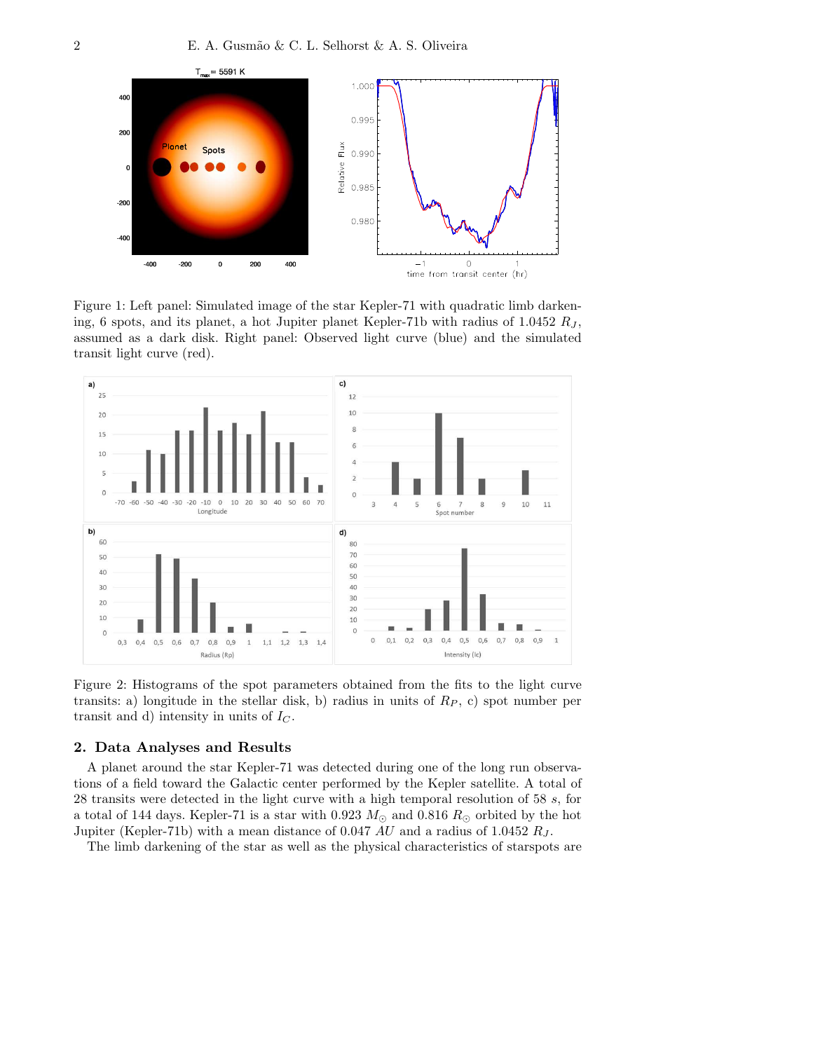Figure 1: Left panel: Simulated image of the star Kepler-71 with quadratic limb darkening, 6 spots, and its planet, a hot Jupiter planet Kepler-71b with radius of 1.0452 $R_J$, assumed as a dark disk. Right panel: Observed light curve (blue) and the simulated transit light curve (red).

Figure 2: Histograms of the spot parameters obtained from the fits to the light curve transits: a) longitude in the stellar disk, b) radius in units of $R_P$, c) spot number per transit and d) intensity in units of $I_C$.

## 2. Data Analyses and Results

A planet around the star Kepler-71 was detected during one of the long run observations of a field toward the Galactic center performed by the Kepler satellite. A total of 28 transits were detected in the light curve with a high temporal resolution of 58 $s$, for a total of 144 days. Kepler-71 is a star with 0.923 $M_{\odot}$ and 0.816 $R_{\odot}$ orbited by the hot Jupiter (Kepler-71b) with a mean distance of 0.047 $AU$ and a radius of 1.0452 $R_J$.

The limb darkening of the star as well as the physical characteristics of starspots are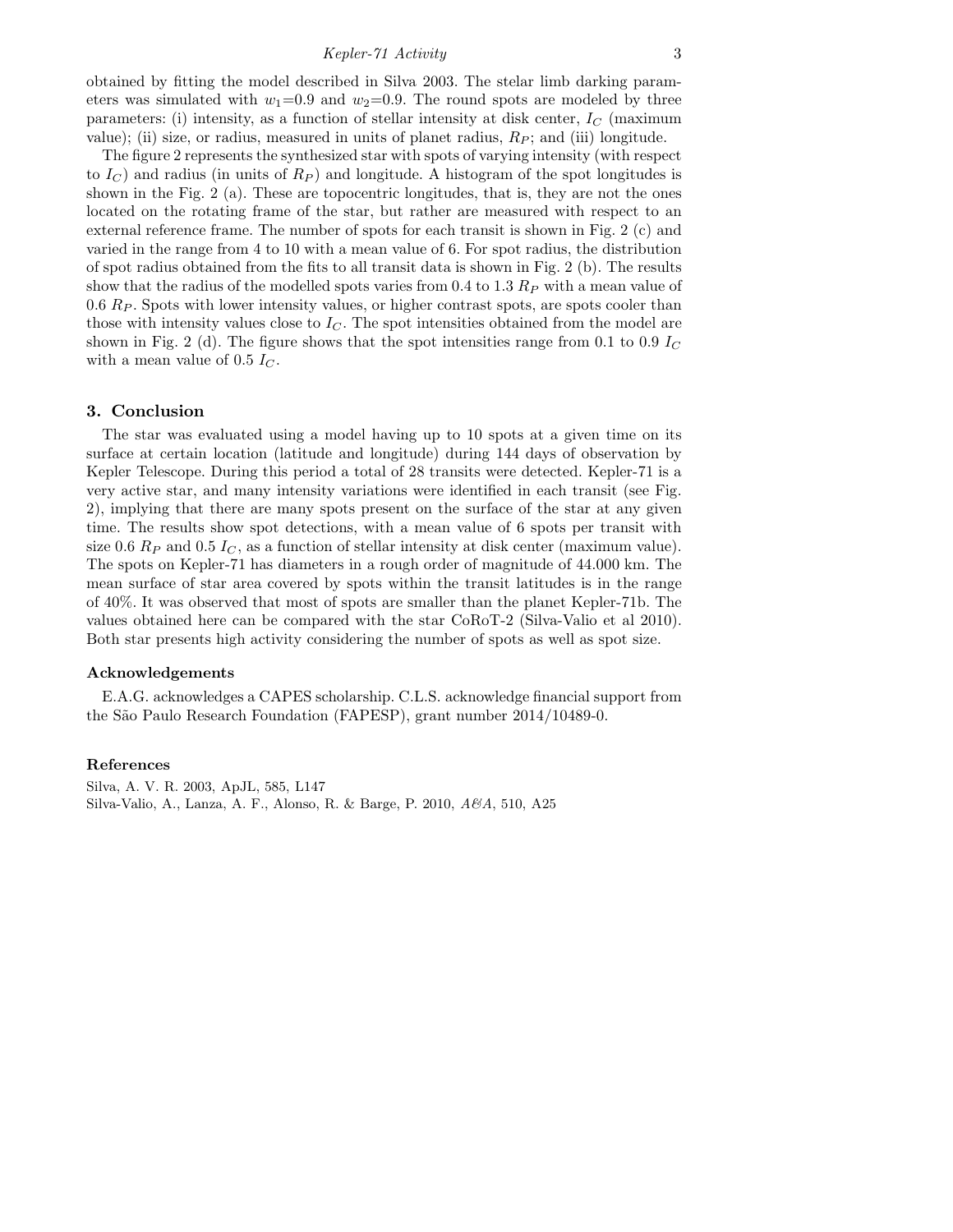obtained by fitting the model described in Silva 2003. The stelar limb darking parameters was simulated with $w_1$=0.9 and $w_2$=0.9. The round spots are modeled by three parameters: (i) intensity, as a function of stellar intensity at disk center, $I_C$ (maximum value); (ii) size, or radius, measured in units of planet radius, $R_P$; and (iii) longitude.

The figure 2 represents the synthesized star with spots of varying intensity (with respect to $I_C$) and radius (in units of $R_P$) and longitude. A histogram of the spot longitudes is shown in the Fig. 2 (a). These are topocentric longitudes, that is, they are not the ones located on the rotating frame of the star, but rather are measured with respect to an external reference frame. The number of spots for each transit is shown in Fig. 2 (c) and varied in the range from 4 to 10 with a mean value of 6. For spot radius, the distribution of spot radius obtained from the fits to all transit data is shown in Fig. 2 (b). The results show that the radius of the modelled spots varies from 0.4 to 1.3 $R_P$ with a mean value of 0.6 $R_P$. Spots with lower intensity values, or higher contrast spots, are spots cooler than those with intensity values close to $I_C$. The spot intensities obtained from the model are shown in Fig. 2 (d). The figure shows that the spot intensities range from 0.1 to 0.9 $I_C$ with a mean value of 0.5 $I_C$.

## 3. Conclusion

The star was evaluated using a model having up to 10 spots at a given time on its surface at certain location (latitude and longitude) during 144 days of observation by Kepler Telescope. During this period a total of 28 transits were detected. Kepler-71 is a very active star, and many intensity variations were identified in each transit (see Fig. 2), implying that there are many spots present on the surface of the star at any given time. The results show spot detections, with a mean value of 6 spots per transit with size 0.6 $R_P$ and 0.5 $I_C$, as a function of stellar intensity at disk center (maximum value). The spots on Kepler-71 has diameters in a rough order of magnitude of 44.000 km. The mean surface of star area covered by spots within the transit latitudes is in the range of 40%. It was observed that most of spots are smaller than the planet Kepler-71b. The values obtained here can be compared with the star CoRoT-2 (Silva-Valio et al 2010). Both star presents high activity considering the number of spots as well as spot size.

### Acknowledgements

E.A.G. acknowledges a CAPES scholarship. C.L.S. acknowledge financial support from the São Paulo Research Foundation (FAPESP), grant number 2014/10489-0.

### References

Silva, A. V. R. 2003, ApJL, 585, L147

Silva-Valio, A., Lanza, A. F., Alonso, R. & Barge, P. 2010, *A&A*, 510, A25